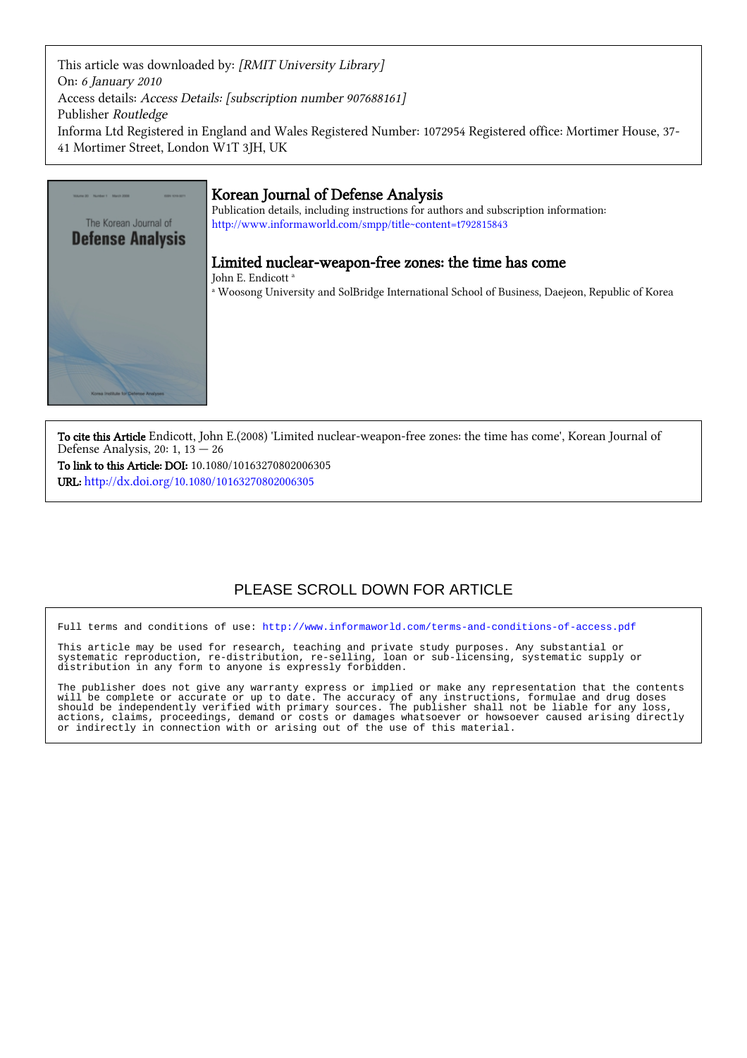This article was downloaded by: *[RMIT University Library]*
On: *6 January 2010*
Access details: *Access Details: [subscription number 907688161]*
Publisher *Routledge*
Informa Ltd Registered in England and Wales Registered Number: 1072954 Registered office: Mortimer House, 37-41 Mortimer Street, London W1T 3JH, UK

# Korean Journal of Defense Analysis

Publication details, including instructions for authors and subscription information:
http://www.informaworld.com/smpp/title~content=t792815843

## Limited nuclear-weapon-free zones: the time has come

John E. Endicott [a]

[a] Woosong University and SolBridge International School of Business, Daejeon, Republic of Korea

**To cite this Article** Endicott, John E.(2008) 'Limited nuclear-weapon-free zones: the time has come', Korean Journal of Defense Analysis, 20: 1, 13 — 26

**To link to this Article: DOI:** 10.1080/10163270802006305

**URL:** http://dx.doi.org/10.1080/10163270802006305

PLEASE SCROLL DOWN FOR ARTICLE

Full terms and conditions of use: http://www.informaworld.com/terms-and-conditions-of-access.pdf

This article may be used for research, teaching and private study purposes. Any substantial or systematic reproduction, re-distribution, re-selling, loan or sub-licensing, systematic supply or distribution in any form to anyone is expressly forbidden.

The publisher does not give any warranty express or implied or make any representation that the contents will be complete or accurate or up to date. The accuracy of any instructions, formulae and drug doses should be independently verified with primary sources. The publisher shall not be liable for any loss, actions, claims, proceedings, demand or costs or damages whatsoever or howsoever caused arising directly or indirectly in connection with or arising out of the use of this material.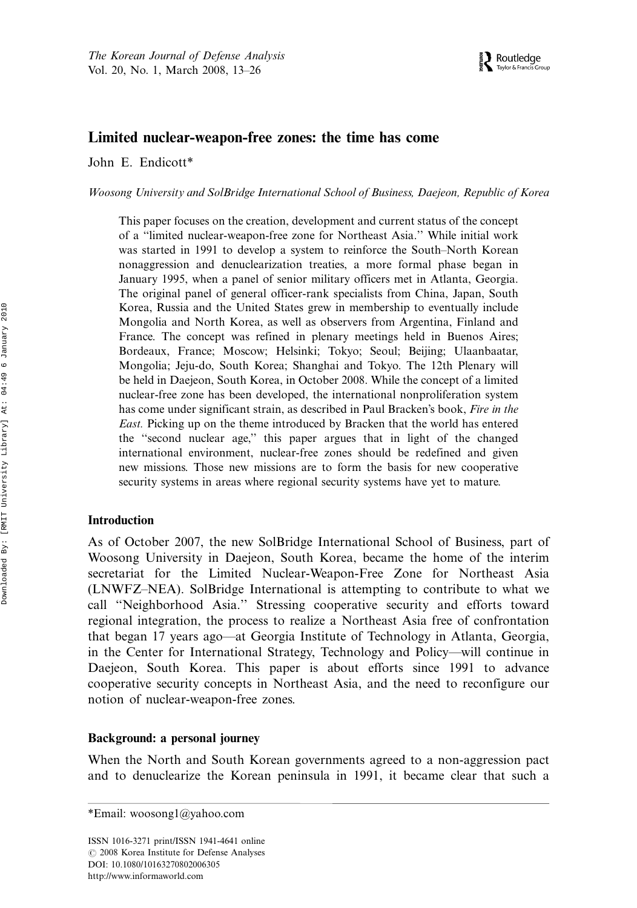# Limited nuclear-weapon-free zones: the time has come

John E. Endicott*

*Woosong University and SolBridge International School of Business, Daejeon, Republic of Korea*

This paper focuses on the creation, development and current status of the concept of a "limited nuclear-weapon-free zone for Northeast Asia." While initial work was started in 1991 to develop a system to reinforce the South–North Korean nonaggression and denuclearization treaties, a more formal phase began in January 1995, when a panel of senior military officers met in Atlanta, Georgia. The original panel of general officer-rank specialists from China, Japan, South Korea, Russia and the United States grew in membership to eventually include Mongolia and North Korea, as well as observers from Argentina, Finland and France. The concept was refined in plenary meetings held in Buenos Aires; Bordeaux, France; Moscow; Helsinki; Tokyo; Seoul; Beijing; Ulaanbaatar, Mongolia; Jeju-do, South Korea; Shanghai and Tokyo. The 12th Plenary will be held in Daejeon, South Korea, in October 2008. While the concept of a limited nuclear-free zone has been developed, the international nonproliferation system has come under significant strain, as described in Paul Bracken's book, *Fire in the East.* Picking up on the theme introduced by Bracken that the world has entered the "second nuclear age," this paper argues that in light of the changed international environment, nuclear-free zones should be redefined and given new missions. Those new missions are to form the basis for new cooperative security systems in areas where regional security systems have yet to mature.

## Introduction

As of October 2007, the new SolBridge International School of Business, part of Woosong University in Daejeon, South Korea, became the home of the interim secretariat for the Limited Nuclear-Weapon-Free Zone for Northeast Asia (LNWFZ–NEA). SolBridge International is attempting to contribute to what we call "Neighborhood Asia." Stressing cooperative security and efforts toward regional integration, the process to realize a Northeast Asia free of confrontation that began 17 years ago—at Georgia Institute of Technology in Atlanta, Georgia, in the Center for International Strategy, Technology and Policy—will continue in Daejeon, South Korea. This paper is about efforts since 1991 to advance cooperative security concepts in Northeast Asia, and the need to reconfigure our notion of nuclear-weapon-free zones.

## Background: a personal journey

When the North and South Korean governments agreed to a non-aggression pact and to denuclearize the Korean peninsula in 1991, it became clear that such a

*Email: woosong1@yahoo.com

ISSN 1016-3271 print/ISSN 1941-4641 online
© 2008 Korea Institute for Defense Analyses
DOI: 10.1080/10163270802006305
http://www.informaworld.com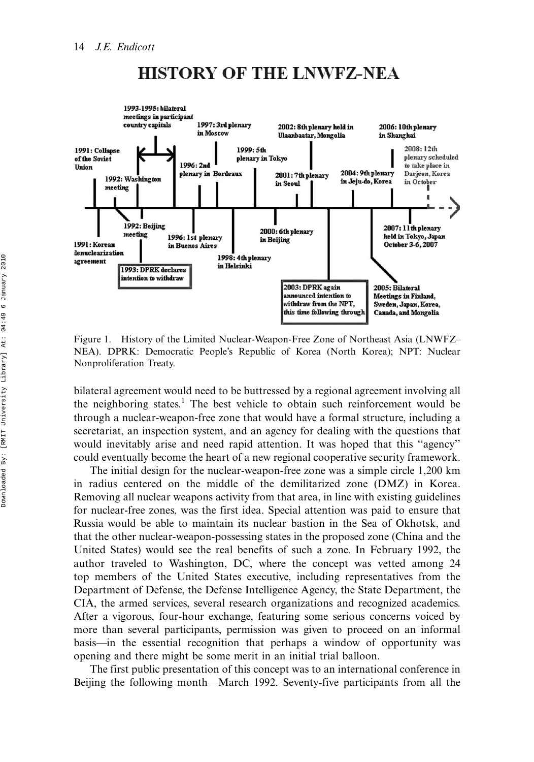Figure 1. History of the Limited Nuclear-Weapon-Free Zone of Northeast Asia (LNWFZ–NEA). DPRK: Democratic People's Republic of Korea (North Korea); NPT: Nuclear Nonproliferation Treaty.

bilateral agreement would need to be buttressed by a regional agreement involving all the neighboring states.[1] The best vehicle to obtain such reinforcement would be through a nuclear-weapon-free zone that would have a formal structure, including a secretariat, an inspection system, and an agency for dealing with the questions that would inevitably arise and need rapid attention. It was hoped that this ''agency'' could eventually become the heart of a new regional cooperative security framework.

The initial design for the nuclear-weapon-free zone was a simple circle 1,200 km in radius centered on the middle of the demilitarized zone (DMZ) in Korea. Removing all nuclear weapons activity from that area, in line with existing guidelines for nuclear-free zones, was the first idea. Special attention was paid to ensure that Russia would be able to maintain its nuclear bastion in the Sea of Okhotsk, and that the other nuclear-weapon-possessing states in the proposed zone (China and the United States) would see the real benefits of such a zone. In February 1992, the author traveled to Washington, DC, where the concept was vetted among 24 top members of the United States executive, including representatives from the Department of Defense, the Defense Intelligence Agency, the State Department, the CIA, the armed services, several research organizations and recognized academics. After a vigorous, four-hour exchange, featuring some serious concerns voiced by more than several participants, permission was given to proceed on an informal basis—in the essential recognition that perhaps a window of opportunity was opening and there might be some merit in an initial trial balloon.

The first public presentation of this concept was to an international conference in Beijing the following month—March 1992. Seventy-five participants from all the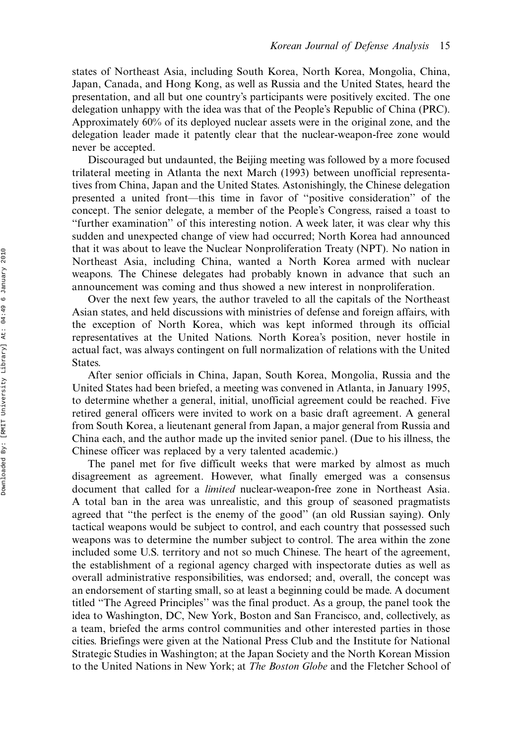states of Northeast Asia, including South Korea, North Korea, Mongolia, China, Japan, Canada, and Hong Kong, as well as Russia and the United States, heard the presentation, and all but one country's participants were positively excited. The one delegation unhappy with the idea was that of the People's Republic of China (PRC). Approximately 60% of its deployed nuclear assets were in the original zone, and the delegation leader made it patently clear that the nuclear-weapon-free zone would never be accepted.

Discouraged but undaunted, the Beijing meeting was followed by a more focused trilateral meeting in Atlanta the next March (1993) between unofficial representatives from China, Japan and the United States. Astonishingly, the Chinese delegation presented a united front—this time in favor of "positive consideration" of the concept. The senior delegate, a member of the People's Congress, raised a toast to "further examination" of this interesting notion. A week later, it was clear why this sudden and unexpected change of view had occurred; North Korea had announced that it was about to leave the Nuclear Nonproliferation Treaty (NPT). No nation in Northeast Asia, including China, wanted a North Korea armed with nuclear weapons. The Chinese delegates had probably known in advance that such an announcement was coming and thus showed a new interest in nonproliferation.

Over the next few years, the author traveled to all the capitals of the Northeast Asian states, and held discussions with ministries of defense and foreign affairs, with the exception of North Korea, which was kept informed through its official representatives at the United Nations. North Korea's position, never hostile in actual fact, was always contingent on full normalization of relations with the United States.

After senior officials in China, Japan, South Korea, Mongolia, Russia and the United States had been briefed, a meeting was convened in Atlanta, in January 1995, to determine whether a general, initial, unofficial agreement could be reached. Five retired general officers were invited to work on a basic draft agreement. A general from South Korea, a lieutenant general from Japan, a major general from Russia and China each, and the author made up the invited senior panel. (Due to his illness, the Chinese officer was replaced by a very talented academic.)

The panel met for five difficult weeks that were marked by almost as much disagreement as agreement. However, what finally emerged was a consensus document that called for a *limited* nuclear-weapon-free zone in Northeast Asia. A total ban in the area was unrealistic, and this group of seasoned pragmatists agreed that "the perfect is the enemy of the good" (an old Russian saying). Only tactical weapons would be subject to control, and each country that possessed such weapons was to determine the number subject to control. The area within the zone included some U.S. territory and not so much Chinese. The heart of the agreement, the establishment of a regional agency charged with inspectorate duties as well as overall administrative responsibilities, was endorsed; and, overall, the concept was an endorsement of starting small, so at least a beginning could be made. A document titled "The Agreed Principles" was the final product. As a group, the panel took the idea to Washington, DC, New York, Boston and San Francisco, and, collectively, as a team, briefed the arms control communities and other interested parties in those cities. Briefings were given at the National Press Club and the Institute for National Strategic Studies in Washington; at the Japan Society and the North Korean Mission to the United Nations in New York; at *The Boston Globe* and the Fletcher School of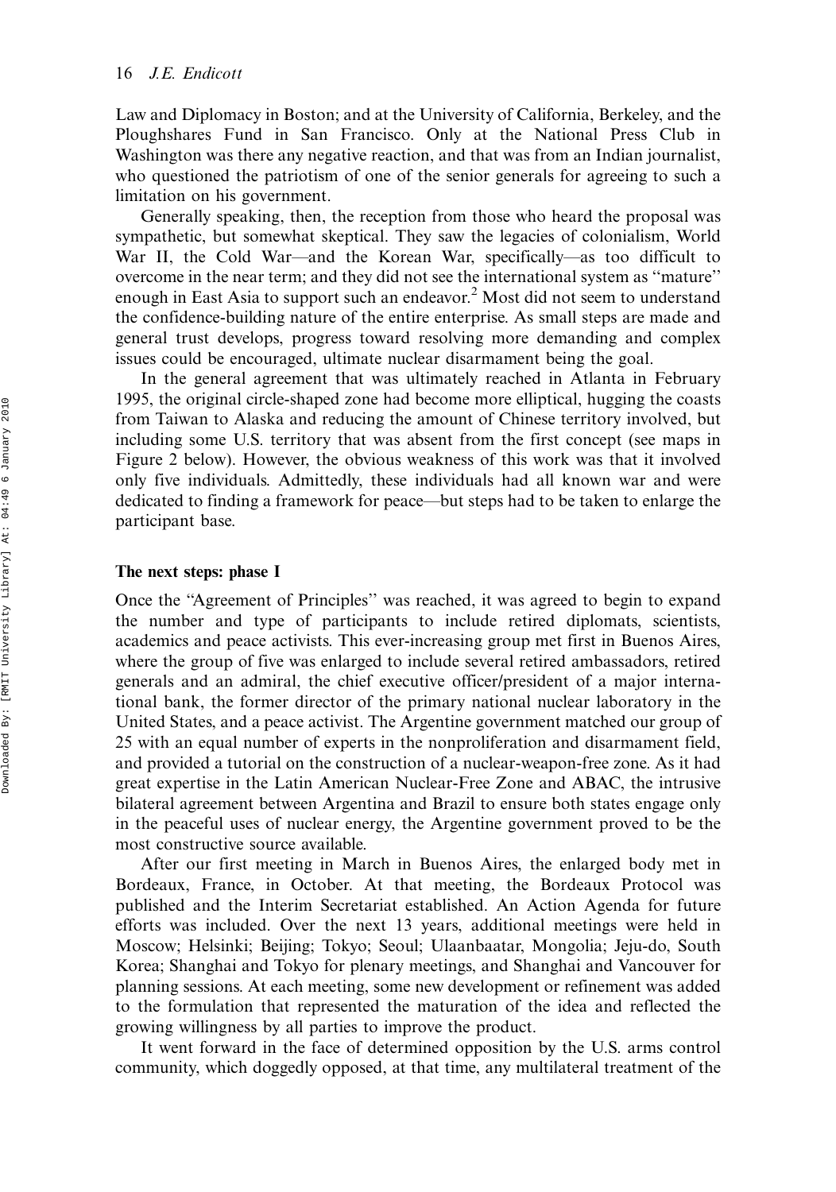Law and Diplomacy in Boston; and at the University of California, Berkeley, and the Ploughshares Fund in San Francisco. Only at the National Press Club in Washington was there any negative reaction, and that was from an Indian journalist, who questioned the patriotism of one of the senior generals for agreeing to such a limitation on his government.

Generally speaking, then, the reception from those who heard the proposal was sympathetic, but somewhat skeptical. They saw the legacies of colonialism, World War II, the Cold War—and the Korean War, specifically—as too difficult to overcome in the near term; and they did not see the international system as "mature" enough in East Asia to support such an endeavor.[2] Most did not seem to understand the confidence-building nature of the entire enterprise. As small steps are made and general trust develops, progress toward resolving more demanding and complex issues could be encouraged, ultimate nuclear disarmament being the goal.

In the general agreement that was ultimately reached in Atlanta in February 1995, the original circle-shaped zone had become more elliptical, hugging the coasts from Taiwan to Alaska and reducing the amount of Chinese territory involved, but including some U.S. territory that was absent from the first concept (see maps in Figure 2 below). However, the obvious weakness of this work was that it involved only five individuals. Admittedly, these individuals had all known war and were dedicated to finding a framework for peace—but steps had to be taken to enlarge the participant base.

### The next steps: phase I

Once the "Agreement of Principles" was reached, it was agreed to begin to expand the number and type of participants to include retired diplomats, scientists, academics and peace activists. This ever-increasing group met first in Buenos Aires, where the group of five was enlarged to include several retired ambassadors, retired generals and an admiral, the chief executive officer/president of a major international bank, the former director of the primary national nuclear laboratory in the United States, and a peace activist. The Argentine government matched our group of 25 with an equal number of experts in the nonproliferation and disarmament field, and provided a tutorial on the construction of a nuclear-weapon-free zone. As it had great expertise in the Latin American Nuclear-Free Zone and ABAC, the intrusive bilateral agreement between Argentina and Brazil to ensure both states engage only in the peaceful uses of nuclear energy, the Argentine government proved to be the most constructive source available.

After our first meeting in March in Buenos Aires, the enlarged body met in Bordeaux, France, in October. At that meeting, the Bordeaux Protocol was published and the Interim Secretariat established. An Action Agenda for future efforts was included. Over the next 13 years, additional meetings were held in Moscow; Helsinki; Beijing; Tokyo; Seoul; Ulaanbaatar, Mongolia; Jeju-do, South Korea; Shanghai and Tokyo for plenary meetings, and Shanghai and Vancouver for planning sessions. At each meeting, some new development or refinement was added to the formulation that represented the maturation of the idea and reflected the growing willingness by all parties to improve the product.

It went forward in the face of determined opposition by the U.S. arms control community, which doggedly opposed, at that time, any multilateral treatment of the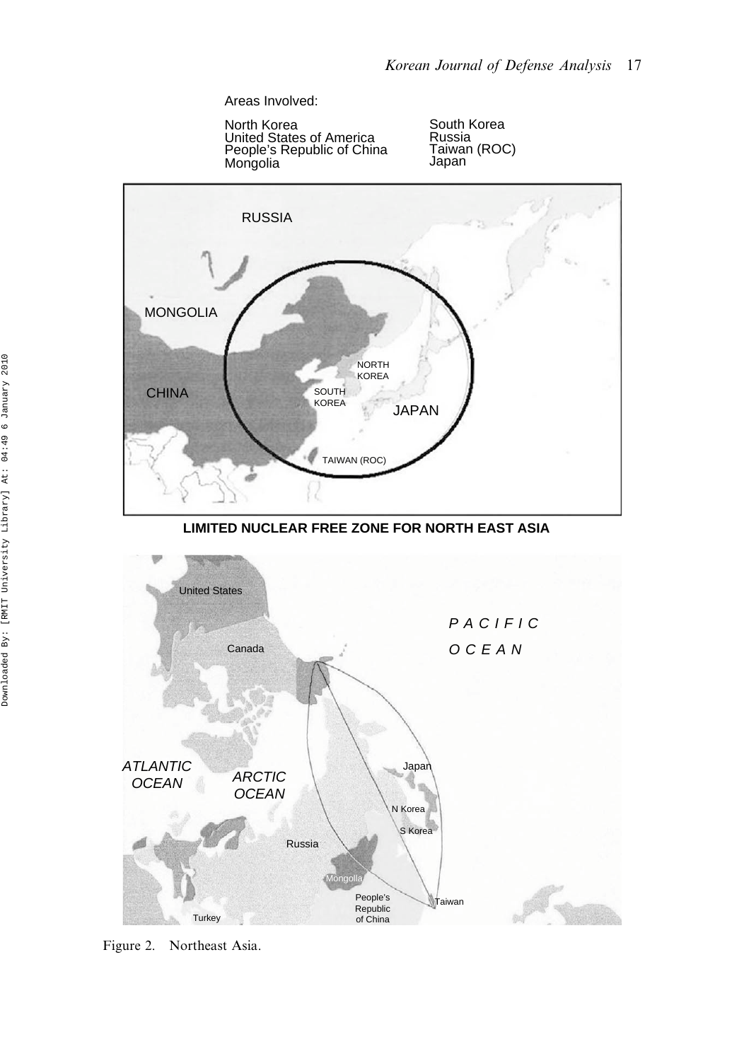Areas Involved:

North Korea
United States of America
People's Republic of China
Mongolia

South Korea
Russia
Taiwan (ROC)
Japan

**LIMITED NUCLEAR FREE ZONE FOR NORTH EAST ASIA**

Figure 2. Northeast Asia.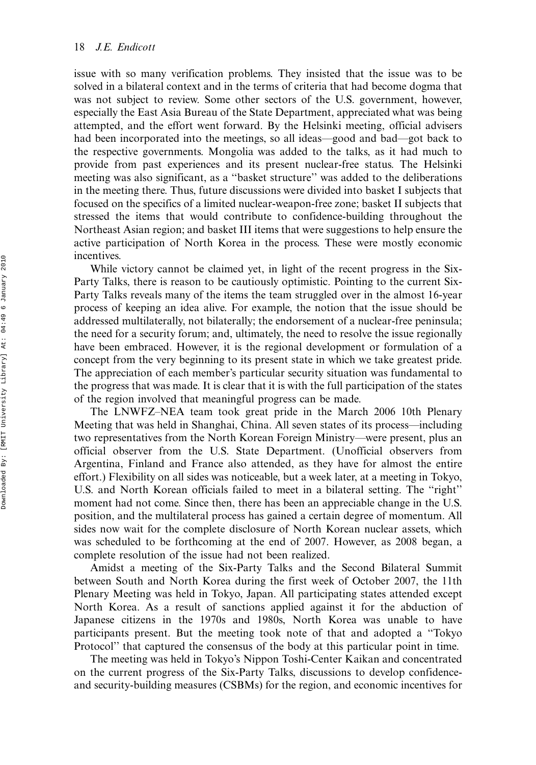issue with so many verification problems. They insisted that the issue was to be solved in a bilateral context and in the terms of criteria that had become dogma that was not subject to review. Some other sectors of the U.S. government, however, especially the East Asia Bureau of the State Department, appreciated what was being attempted, and the effort went forward. By the Helsinki meeting, official advisers had been incorporated into the meetings, so all ideas—good and bad—got back to the respective governments. Mongolia was added to the talks, as it had much to provide from past experiences and its present nuclear-free status. The Helsinki meeting was also significant, as a "basket structure" was added to the deliberations in the meeting there. Thus, future discussions were divided into basket I subjects that focused on the specifics of a limited nuclear-weapon-free zone; basket II subjects that stressed the items that would contribute to confidence-building throughout the Northeast Asian region; and basket III items that were suggestions to help ensure the active participation of North Korea in the process. These were mostly economic incentives.

While victory cannot be claimed yet, in light of the recent progress in the Six-Party Talks, there is reason to be cautiously optimistic. Pointing to the current Six-Party Talks reveals many of the items the team struggled over in the almost 16-year process of keeping an idea alive. For example, the notion that the issue should be addressed multilaterally, not bilaterally; the endorsement of a nuclear-free peninsula; the need for a security forum; and, ultimately, the need to resolve the issue regionally have been embraced. However, it is the regional development or formulation of a concept from the very beginning to its present state in which we take greatest pride. The appreciation of each member's particular security situation was fundamental to the progress that was made. It is clear that it is with the full participation of the states of the region involved that meaningful progress can be made.

The LNWFZ–NEA team took great pride in the March 2006 10th Plenary Meeting that was held in Shanghai, China. All seven states of its process—including two representatives from the North Korean Foreign Ministry—were present, plus an official observer from the U.S. State Department. (Unofficial observers from Argentina, Finland and France also attended, as they have for almost the entire effort.) Flexibility on all sides was noticeable, but a week later, at a meeting in Tokyo, U.S. and North Korean officials failed to meet in a bilateral setting. The "right" moment had not come. Since then, there has been an appreciable change in the U.S. position, and the multilateral process has gained a certain degree of momentum. All sides now wait for the complete disclosure of North Korean nuclear assets, which was scheduled to be forthcoming at the end of 2007. However, as 2008 began, a complete resolution of the issue had not been realized.

Amidst a meeting of the Six-Party Talks and the Second Bilateral Summit between South and North Korea during the first week of October 2007, the 11th Plenary Meeting was held in Tokyo, Japan. All participating states attended except North Korea. As a result of sanctions applied against it for the abduction of Japanese citizens in the 1970s and 1980s, North Korea was unable to have participants present. But the meeting took note of that and adopted a "Tokyo Protocol" that captured the consensus of the body at this particular point in time.

The meeting was held in Tokyo's Nippon Toshi-Center Kaikan and concentrated on the current progress of the Six-Party Talks, discussions to develop confidence- and security-building measures (CSBMs) for the region, and economic incentives for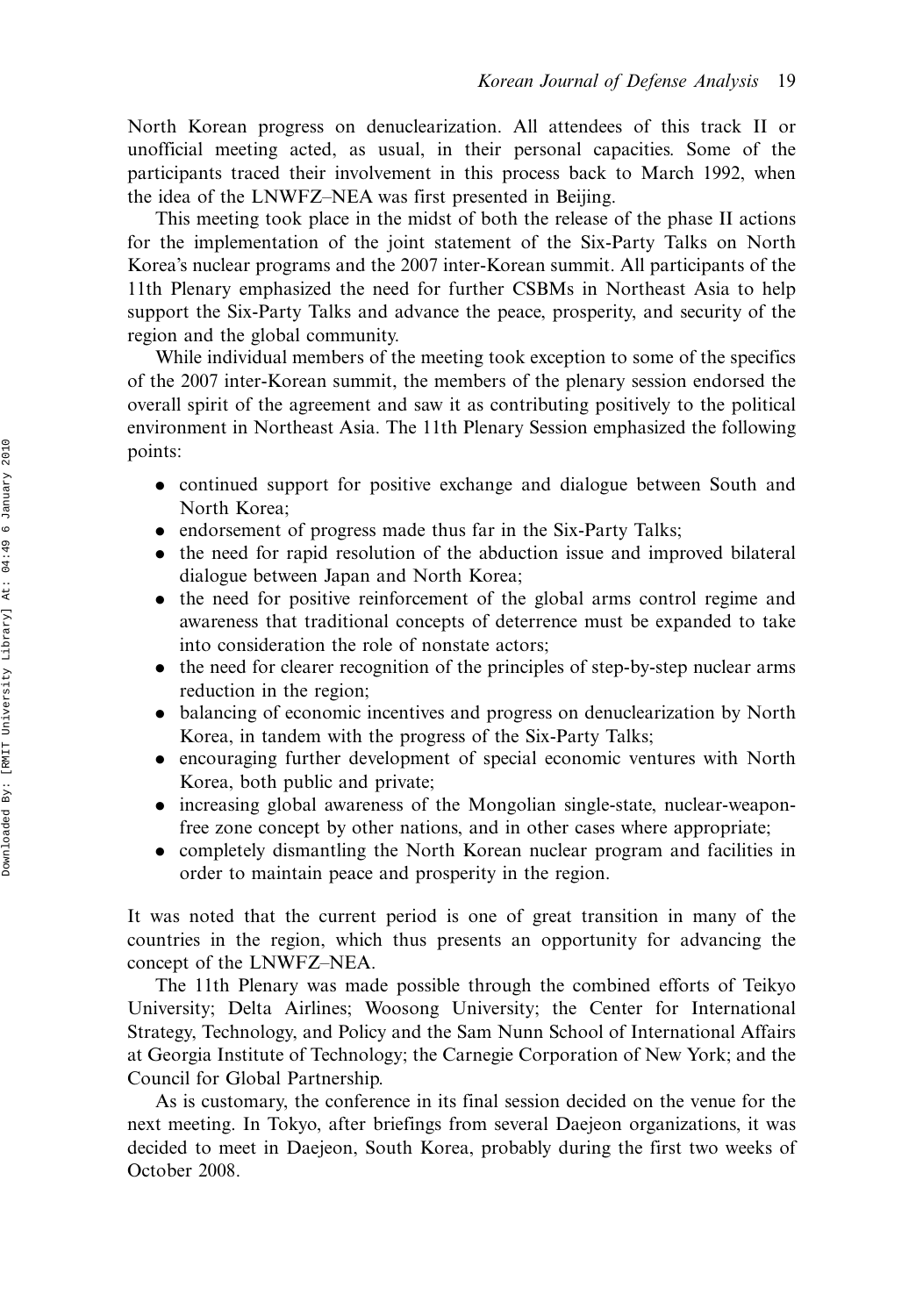North Korean progress on denuclearization. All attendees of this track II or unofficial meeting acted, as usual, in their personal capacities. Some of the participants traced their involvement in this process back to March 1992, when the idea of the LNWFZ–NEA was first presented in Beijing.

This meeting took place in the midst of both the release of the phase II actions for the implementation of the joint statement of the Six-Party Talks on North Korea's nuclear programs and the 2007 inter-Korean summit. All participants of the 11th Plenary emphasized the need for further CSBMs in Northeast Asia to help support the Six-Party Talks and advance the peace, prosperity, and security of the region and the global community.

While individual members of the meeting took exception to some of the specifics of the 2007 inter-Korean summit, the members of the plenary session endorsed the overall spirit of the agreement and saw it as contributing positively to the political environment in Northeast Asia. The 11th Plenary Session emphasized the following points:

- continued support for positive exchange and dialogue between South and North Korea;
- endorsement of progress made thus far in the Six-Party Talks;
- the need for rapid resolution of the abduction issue and improved bilateral dialogue between Japan and North Korea;
- the need for positive reinforcement of the global arms control regime and awareness that traditional concepts of deterrence must be expanded to take into consideration the role of nonstate actors;
- the need for clearer recognition of the principles of step-by-step nuclear arms reduction in the region;
- balancing of economic incentives and progress on denuclearization by North Korea, in tandem with the progress of the Six-Party Talks;
- encouraging further development of special economic ventures with North Korea, both public and private;
- increasing global awareness of the Mongolian single-state, nuclear-weapon-free zone concept by other nations, and in other cases where appropriate;
- completely dismantling the North Korean nuclear program and facilities in order to maintain peace and prosperity in the region.

It was noted that the current period is one of great transition in many of the countries in the region, which thus presents an opportunity for advancing the concept of the LNWFZ–NEA.

The 11th Plenary was made possible through the combined efforts of Teikyo University; Delta Airlines; Woosong University; the Center for International Strategy, Technology, and Policy and the Sam Nunn School of International Affairs at Georgia Institute of Technology; the Carnegie Corporation of New York; and the Council for Global Partnership.

As is customary, the conference in its final session decided on the venue for the next meeting. In Tokyo, after briefings from several Daejeon organizations, it was decided to meet in Daejeon, South Korea, probably during the first two weeks of October 2008.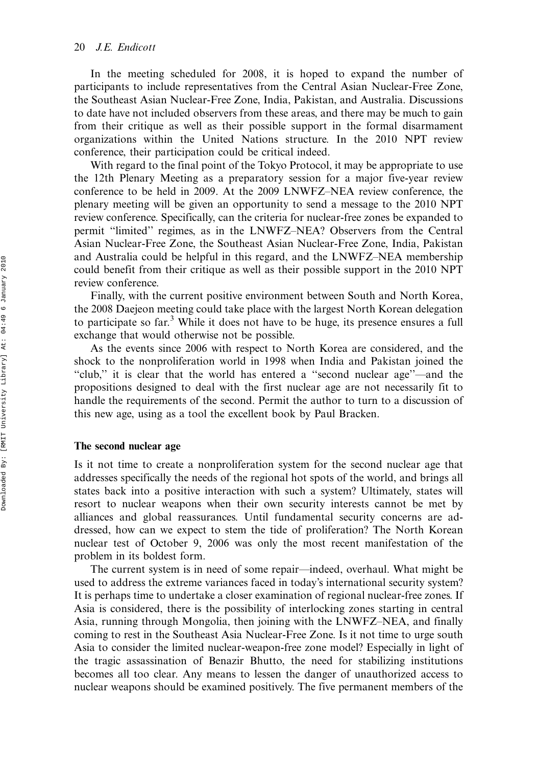In the meeting scheduled for 2008, it is hoped to expand the number of participants to include representatives from the Central Asian Nuclear-Free Zone, the Southeast Asian Nuclear-Free Zone, India, Pakistan, and Australia. Discussions to date have not included observers from these areas, and there may be much to gain from their critique as well as their possible support in the formal disarmament organizations within the United Nations structure. In the 2010 NPT review conference, their participation could be critical indeed.

With regard to the final point of the Tokyo Protocol, it may be appropriate to use the 12th Plenary Meeting as a preparatory session for a major five-year review conference to be held in 2009. At the 2009 LNWFZ–NEA review conference, the plenary meeting will be given an opportunity to send a message to the 2010 NPT review conference. Specifically, can the criteria for nuclear-free zones be expanded to permit ''limited'' regimes, as in the LNWFZ–NEA? Observers from the Central Asian Nuclear-Free Zone, the Southeast Asian Nuclear-Free Zone, India, Pakistan and Australia could be helpful in this regard, and the LNWFZ–NEA membership could benefit from their critique as well as their possible support in the 2010 NPT review conference.

Finally, with the current positive environment between South and North Korea, the 2008 Daejeon meeting could take place with the largest North Korean delegation to participate so far.[3] While it does not have to be huge, its presence ensures a full exchange that would otherwise not be possible.

As the events since 2006 with respect to North Korea are considered, and the shock to the nonproliferation world in 1998 when India and Pakistan joined the ''club,'' it is clear that the world has entered a ''second nuclear age''—and the propositions designed to deal with the first nuclear age are not necessarily fit to handle the requirements of the second. Permit the author to turn to a discussion of this new age, using as a tool the excellent book by Paul Bracken.

## The second nuclear age

Is it not time to create a nonproliferation system for the second nuclear age that addresses specifically the needs of the regional hot spots of the world, and brings all states back into a positive interaction with such a system? Ultimately, states will resort to nuclear weapons when their own security interests cannot be met by alliances and global reassurances. Until fundamental security concerns are addressed, how can we expect to stem the tide of proliferation? The North Korean nuclear test of October 9, 2006 was only the most recent manifestation of the problem in its boldest form.

The current system is in need of some repair—indeed, overhaul. What might be used to address the extreme variances faced in today's international security system? It is perhaps time to undertake a closer examination of regional nuclear-free zones. If Asia is considered, there is the possibility of interlocking zones starting in central Asia, running through Mongolia, then joining with the LNWFZ–NEA, and finally coming to rest in the Southeast Asia Nuclear-Free Zone. Is it not time to urge south Asia to consider the limited nuclear-weapon-free zone model? Especially in light of the tragic assassination of Benazir Bhutto, the need for stabilizing institutions becomes all too clear. Any means to lessen the danger of unauthorized access to nuclear weapons should be examined positively. The five permanent members of the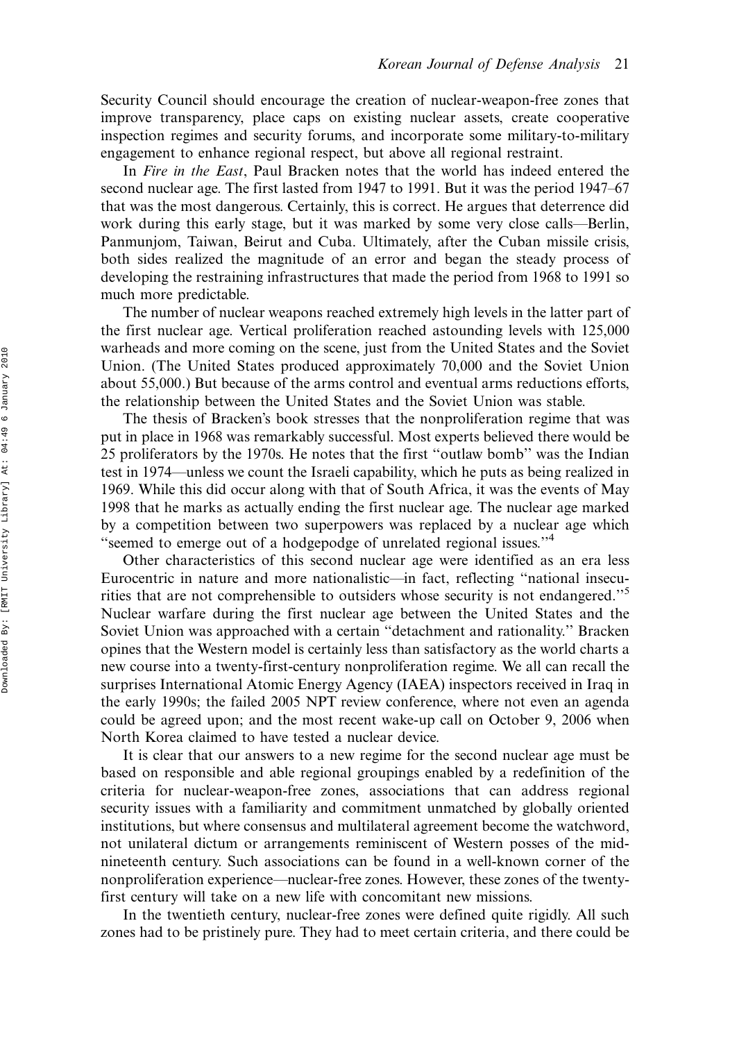Security Council should encourage the creation of nuclear-weapon-free zones that improve transparency, place caps on existing nuclear assets, create cooperative inspection regimes and security forums, and incorporate some military-to-military engagement to enhance regional respect, but above all regional restraint.

In *Fire in the East*, Paul Bracken notes that the world has indeed entered the second nuclear age. The first lasted from 1947 to 1991. But it was the period 1947–67 that was the most dangerous. Certainly, this is correct. He argues that deterrence did work during this early stage, but it was marked by some very close calls—Berlin, Panmunjom, Taiwan, Beirut and Cuba. Ultimately, after the Cuban missile crisis, both sides realized the magnitude of an error and began the steady process of developing the restraining infrastructures that made the period from 1968 to 1991 so much more predictable.

The number of nuclear weapons reached extremely high levels in the latter part of the first nuclear age. Vertical proliferation reached astounding levels with 125,000 warheads and more coming on the scene, just from the United States and the Soviet Union. (The United States produced approximately 70,000 and the Soviet Union about 55,000.) But because of the arms control and eventual arms reductions efforts, the relationship between the United States and the Soviet Union was stable.

The thesis of Bracken's book stresses that the nonproliferation regime that was put in place in 1968 was remarkably successful. Most experts believed there would be 25 proliferators by the 1970s. He notes that the first "outlaw bomb" was the Indian test in 1974—unless we count the Israeli capability, which he puts as being realized in 1969. While this did occur along with that of South Africa, it was the events of May 1998 that he marks as actually ending the first nuclear age. The nuclear age marked by a competition between two superpowers was replaced by a nuclear age which "seemed to emerge out of a hodgepodge of unrelated regional issues."[4]

Other characteristics of this second nuclear age were identified as an era less Eurocentric in nature and more nationalistic—in fact, reflecting "national insecurities that are not comprehensible to outsiders whose security is not endangered."[5] Nuclear warfare during the first nuclear age between the United States and the Soviet Union was approached with a certain "detachment and rationality." Bracken opines that the Western model is certainly less than satisfactory as the world charts a new course into a twenty-first-century nonproliferation regime. We all can recall the surprises International Atomic Energy Agency (IAEA) inspectors received in Iraq in the early 1990s; the failed 2005 NPT review conference, where not even an agenda could be agreed upon; and the most recent wake-up call on October 9, 2006 when North Korea claimed to have tested a nuclear device.

It is clear that our answers to a new regime for the second nuclear age must be based on responsible and able regional groupings enabled by a redefinition of the criteria for nuclear-weapon-free zones, associations that can address regional security issues with a familiarity and commitment unmatched by globally oriented institutions, but where consensus and multilateral agreement become the watchword, not unilateral dictum or arrangements reminiscent of Western posses of the mid-nineteenth century. Such associations can be found in a well-known corner of the nonproliferation experience—nuclear-free zones. However, these zones of the twenty-first century will take on a new life with concomitant new missions.

In the twentieth century, nuclear-free zones were defined quite rigidly. All such zones had to be pristinely pure. They had to meet certain criteria, and there could be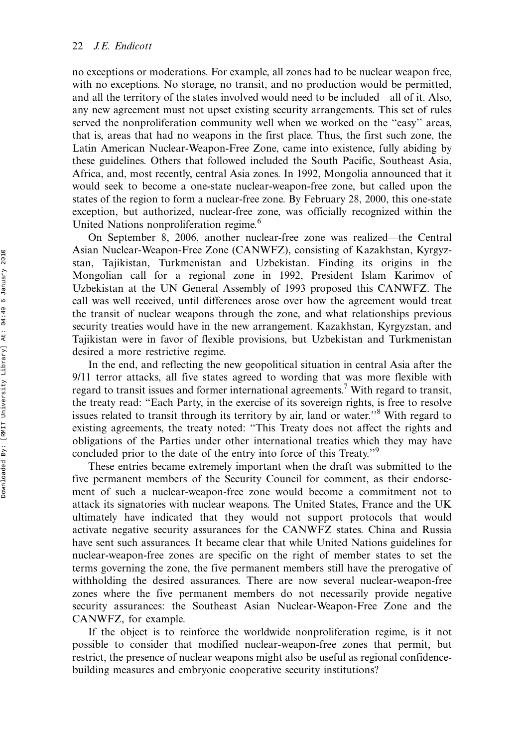no exceptions or moderations. For example, all zones had to be nuclear weapon free, with no exceptions. No storage, no transit, and no production would be permitted, and all the territory of the states involved would need to be included—all of it. Also, any new agreement must not upset existing security arrangements. This set of rules served the nonproliferation community well when we worked on the ''easy'' areas, that is, areas that had no weapons in the first place. Thus, the first such zone, the Latin American Nuclear-Weapon-Free Zone, came into existence, fully abiding by these guidelines. Others that followed included the South Pacific, Southeast Asia, Africa, and, most recently, central Asia zones. In 1992, Mongolia announced that it would seek to become a one-state nuclear-weapon-free zone, but called upon the states of the region to form a nuclear-free zone. By February 28, 2000, this one-state exception, but authorized, nuclear-free zone, was officially recognized within the United Nations nonproliferation regime.[6]

On September 8, 2006, another nuclear-free zone was realized—the Central Asian Nuclear-Weapon-Free Zone (CANWFZ), consisting of Kazakhstan, Kyrgyzstan, Tajikistan, Turkmenistan and Uzbekistan. Finding its origins in the Mongolian call for a regional zone in 1992, President Islam Karimov of Uzbekistan at the UN General Assembly of 1993 proposed this CANWFZ. The call was well received, until differences arose over how the agreement would treat the transit of nuclear weapons through the zone, and what relationships previous security treaties would have in the new arrangement. Kazakhstan, Kyrgyzstan, and Tajikistan were in favor of flexible provisions, but Uzbekistan and Turkmenistan desired a more restrictive regime.

In the end, and reflecting the new geopolitical situation in central Asia after the 9/11 terror attacks, all five states agreed to wording that was more flexible with regard to transit issues and former international agreements.[7] With regard to transit, the treaty read: ''Each Party, in the exercise of its sovereign rights, is free to resolve issues related to transit through its territory by air, land or water.''[8] With regard to existing agreements, the treaty noted: ''This Treaty does not affect the rights and obligations of the Parties under other international treaties which they may have concluded prior to the date of the entry into force of this Treaty.''[9]

These entries became extremely important when the draft was submitted to the five permanent members of the Security Council for comment, as their endorsement of such a nuclear-weapon-free zone would become a commitment not to attack its signatories with nuclear weapons. The United States, France and the UK ultimately have indicated that they would not support protocols that would activate negative security assurances for the CANWFZ states. China and Russia have sent such assurances. It became clear that while United Nations guidelines for nuclear-weapon-free zones are specific on the right of member states to set the terms governing the zone, the five permanent members still have the prerogative of withholding the desired assurances. There are now several nuclear-weapon-free zones where the five permanent members do not necessarily provide negative security assurances: the Southeast Asian Nuclear-Weapon-Free Zone and the CANWFZ, for example.

If the object is to reinforce the worldwide nonproliferation regime, is it not possible to consider that modified nuclear-weapon-free zones that permit, but restrict, the presence of nuclear weapons might also be useful as regional confidence-building measures and embryonic cooperative security institutions?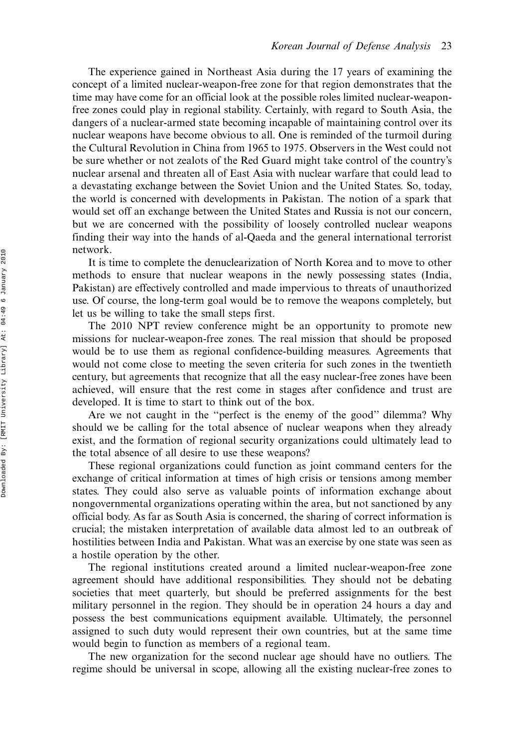The experience gained in Northeast Asia during the 17 years of examining the concept of a limited nuclear-weapon-free zone for that region demonstrates that the time may have come for an official look at the possible roles limited nuclear-weapon-free zones could play in regional stability. Certainly, with regard to South Asia, the dangers of a nuclear-armed state becoming incapable of maintaining control over its nuclear weapons have become obvious to all. One is reminded of the turmoil during the Cultural Revolution in China from 1965 to 1975. Observers in the West could not be sure whether or not zealots of the Red Guard might take control of the country's nuclear arsenal and threaten all of East Asia with nuclear warfare that could lead to a devastating exchange between the Soviet Union and the United States. So, today, the world is concerned with developments in Pakistan. The notion of a spark that would set off an exchange between the United States and Russia is not our concern, but we are concerned with the possibility of loosely controlled nuclear weapons finding their way into the hands of al-Qaeda and the general international terrorist network.

It is time to complete the denuclearization of North Korea and to move to other methods to ensure that nuclear weapons in the newly possessing states (India, Pakistan) are effectively controlled and made impervious to threats of unauthorized use. Of course, the long-term goal would be to remove the weapons completely, but let us be willing to take the small steps first.

The 2010 NPT review conference might be an opportunity to promote new missions for nuclear-weapon-free zones. The real mission that should be proposed would be to use them as regional confidence-building measures. Agreements that would not come close to meeting the seven criteria for such zones in the twentieth century, but agreements that recognize that all the easy nuclear-free zones have been achieved, will ensure that the rest come in stages after confidence and trust are developed. It is time to start to think out of the box.

Are we not caught in the "perfect is the enemy of the good" dilemma? Why should we be calling for the total absence of nuclear weapons when they already exist, and the formation of regional security organizations could ultimately lead to the total absence of all desire to use these weapons?

These regional organizations could function as joint command centers for the exchange of critical information at times of high crisis or tensions among member states. They could also serve as valuable points of information exchange about nongovernmental organizations operating within the area, but not sanctioned by any official body. As far as South Asia is concerned, the sharing of correct information is crucial; the mistaken interpretation of available data almost led to an outbreak of hostilities between India and Pakistan. What was an exercise by one state was seen as a hostile operation by the other.

The regional institutions created around a limited nuclear-weapon-free zone agreement should have additional responsibilities. They should not be debating societies that meet quarterly, but should be preferred assignments for the best military personnel in the region. They should be in operation 24 hours a day and possess the best communications equipment available. Ultimately, the personnel assigned to such duty would represent their own countries, but at the same time would begin to function as members of a regional team.

The new organization for the second nuclear age should have no outliers. The regime should be universal in scope, allowing all the existing nuclear-free zones to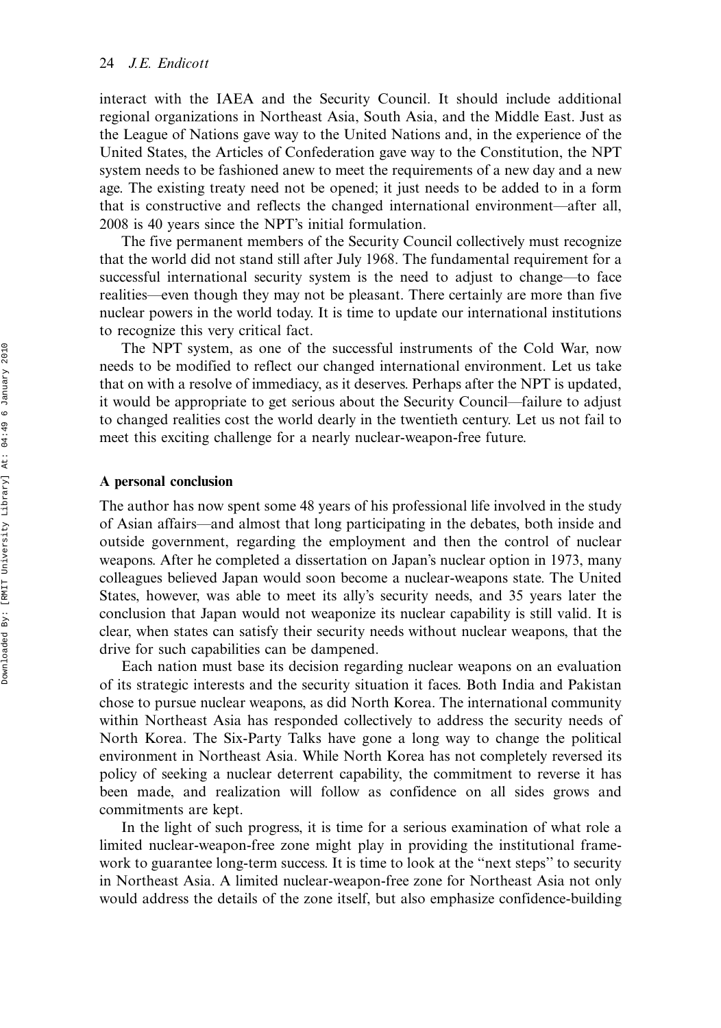interact with the IAEA and the Security Council. It should include additional regional organizations in Northeast Asia, South Asia, and the Middle East. Just as the League of Nations gave way to the United Nations and, in the experience of the United States, the Articles of Confederation gave way to the Constitution, the NPT system needs to be fashioned anew to meet the requirements of a new day and a new age. The existing treaty need not be opened; it just needs to be added to in a form that is constructive and reflects the changed international environment—after all, 2008 is 40 years since the NPT's initial formulation.

The five permanent members of the Security Council collectively must recognize that the world did not stand still after July 1968. The fundamental requirement for a successful international security system is the need to adjust to change—to face realities—even though they may not be pleasant. There certainly are more than five nuclear powers in the world today. It is time to update our international institutions to recognize this very critical fact.

The NPT system, as one of the successful instruments of the Cold War, now needs to be modified to reflect our changed international environment. Let us take that on with a resolve of immediacy, as it deserves. Perhaps after the NPT is updated, it would be appropriate to get serious about the Security Council—failure to adjust to changed realities cost the world dearly in the twentieth century. Let us not fail to meet this exciting challenge for a nearly nuclear-weapon-free future.

## A personal conclusion

The author has now spent some 48 years of his professional life involved in the study of Asian affairs—and almost that long participating in the debates, both inside and outside government, regarding the employment and then the control of nuclear weapons. After he completed a dissertation on Japan's nuclear option in 1973, many colleagues believed Japan would soon become a nuclear-weapons state. The United States, however, was able to meet its ally's security needs, and 35 years later the conclusion that Japan would not weaponize its nuclear capability is still valid. It is clear, when states can satisfy their security needs without nuclear weapons, that the drive for such capabilities can be dampened.

Each nation must base its decision regarding nuclear weapons on an evaluation of its strategic interests and the security situation it faces. Both India and Pakistan chose to pursue nuclear weapons, as did North Korea. The international community within Northeast Asia has responded collectively to address the security needs of North Korea. The Six-Party Talks have gone a long way to change the political environment in Northeast Asia. While North Korea has not completely reversed its policy of seeking a nuclear deterrent capability, the commitment to reverse it has been made, and realization will follow as confidence on all sides grows and commitments are kept.

In the light of such progress, it is time for a serious examination of what role a limited nuclear-weapon-free zone might play in providing the institutional framework to guarantee long-term success. It is time to look at the "next steps" to security in Northeast Asia. A limited nuclear-weapon-free zone for Northeast Asia not only would address the details of the zone itself, but also emphasize confidence-building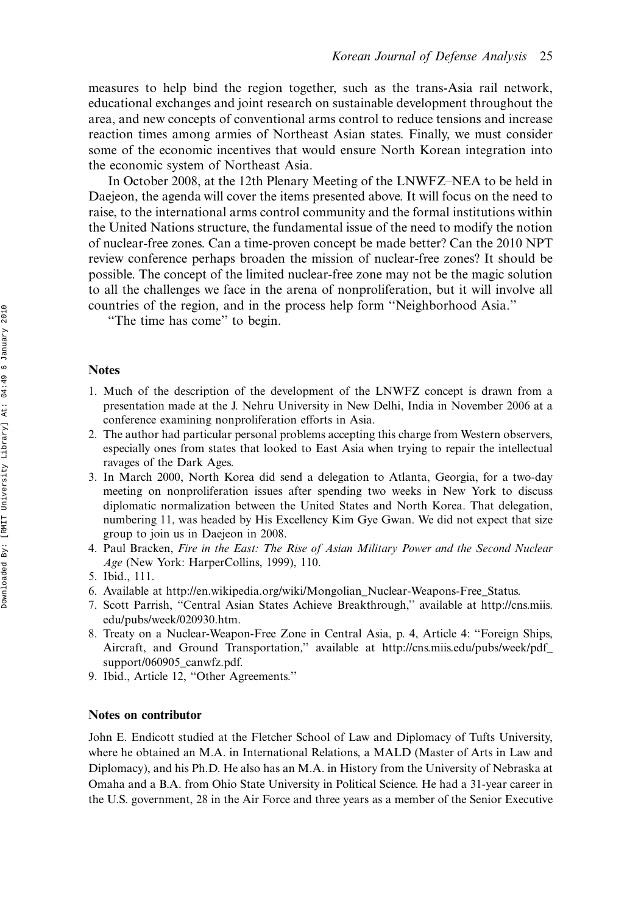measures to help bind the region together, such as the trans-Asia rail network, educational exchanges and joint research on sustainable development throughout the area, and new concepts of conventional arms control to reduce tensions and increase reaction times among armies of Northeast Asian states. Finally, we must consider some of the economic incentives that would ensure North Korean integration into the economic system of Northeast Asia.

In October 2008, at the 12th Plenary Meeting of the LNWFZ–NEA to be held in Daejeon, the agenda will cover the items presented above. It will focus on the need to raise, to the international arms control community and the formal institutions within the United Nations structure, the fundamental issue of the need to modify the notion of nuclear-free zones. Can a time-proven concept be made better? Can the 2010 NPT review conference perhaps broaden the mission of nuclear-free zones? It should be possible. The concept of the limited nuclear-free zone may not be the magic solution to all the challenges we face in the arena of nonproliferation, but it will involve all countries of the region, and in the process help form "Neighborhood Asia."

"The time has come" to begin.

## Notes

1. Much of the description of the development of the LNWFZ concept is drawn from a presentation made at the J. Nehru University in New Delhi, India in November 2006 at a conference examining nonproliferation efforts in Asia.
2. The author had particular personal problems accepting this charge from Western observers, especially ones from states that looked to East Asia when trying to repair the intellectual ravages of the Dark Ages.
3. In March 2000, North Korea did send a delegation to Atlanta, Georgia, for a two-day meeting on nonproliferation issues after spending two weeks in New York to discuss diplomatic normalization between the United States and North Korea. That delegation, numbering 11, was headed by His Excellency Kim Gye Gwan. We did not expect that size group to join us in Daejeon in 2008.
4. Paul Bracken, *Fire in the East: The Rise of Asian Military Power and the Second Nuclear Age* (New York: HarperCollins, 1999), 110.
5. Ibid., 111.
6. Available at http://en.wikipedia.org/wiki/Mongolian_Nuclear-Weapons-Free_Status.
7. Scott Parrish, "Central Asian States Achieve Breakthrough," available at http://cns.miis.edu/pubs/week/020930.htm.
8. Treaty on a Nuclear-Weapon-Free Zone in Central Asia, p. 4, Article 4: "Foreign Ships, Aircraft, and Ground Transportation," available at http://cns.miis.edu/pubs/week/pdf_support/060905_canwfz.pdf.
9. Ibid., Article 12, "Other Agreements."

## Notes on contributor

John E. Endicott studied at the Fletcher School of Law and Diplomacy of Tufts University, where he obtained an M.A. in International Relations, a MALD (Master of Arts in Law and Diplomacy), and his Ph.D. He also has an M.A. in History from the University of Nebraska at Omaha and a B.A. from Ohio State University in Political Science. He had a 31-year career in the U.S. government, 28 in the Air Force and three years as a member of the Senior Executive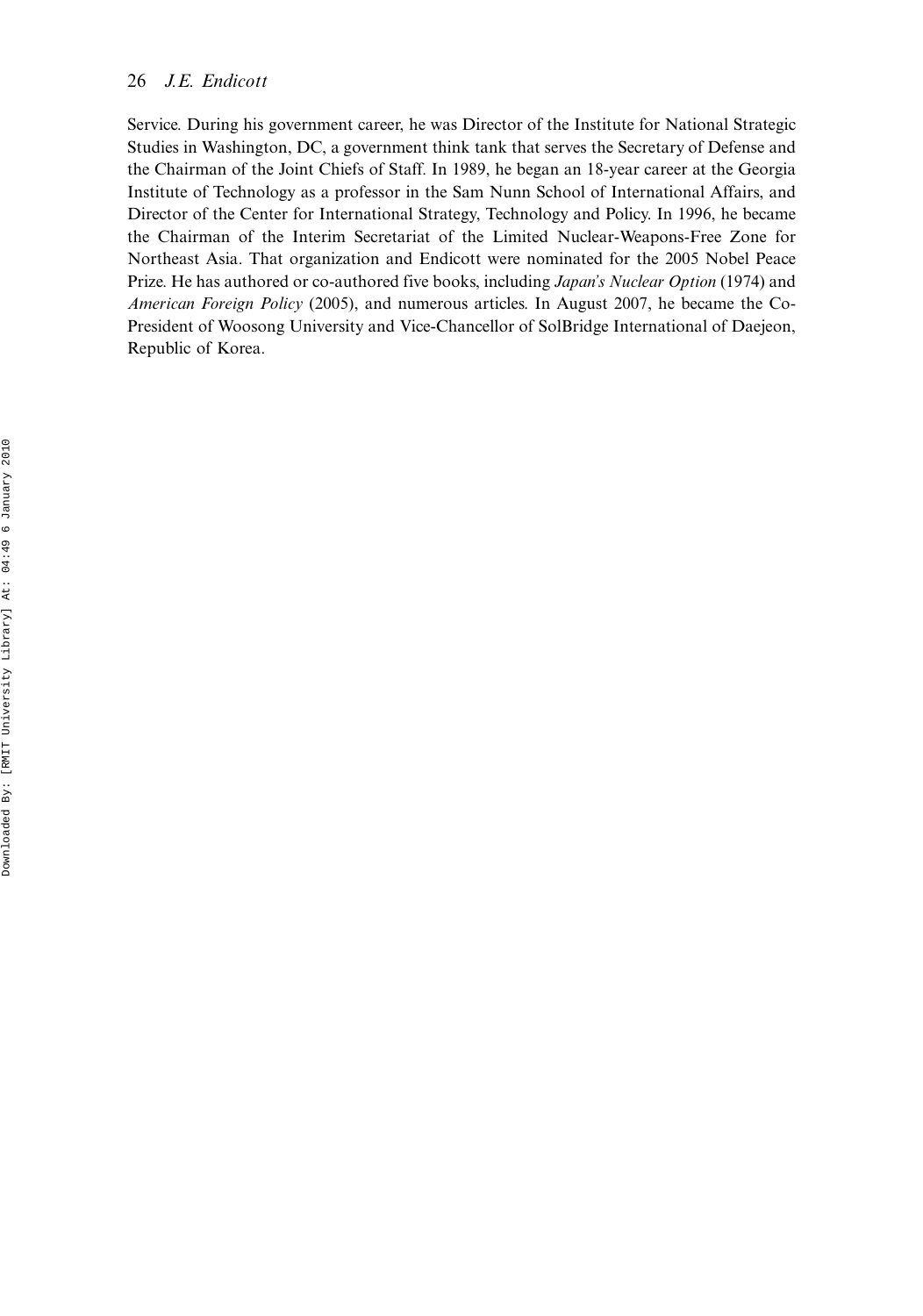Service. During his government career, he was Director of the Institute for National Strategic Studies in Washington, DC, a government think tank that serves the Secretary of Defense and the Chairman of the Joint Chiefs of Staff. In 1989, he began an 18-year career at the Georgia Institute of Technology as a professor in the Sam Nunn School of International Affairs, and Director of the Center for International Strategy, Technology and Policy. In 1996, he became the Chairman of the Interim Secretariat of the Limited Nuclear-Weapons-Free Zone for Northeast Asia. That organization and Endicott were nominated for the 2005 Nobel Peace Prize. He has authored or co-authored five books, including *Japan's Nuclear Option* (1974) and *American Foreign Policy* (2005), and numerous articles. In August 2007, he became the Co-President of Woosong University and Vice-Chancellor of SolBridge International of Daejeon, Republic of Korea.